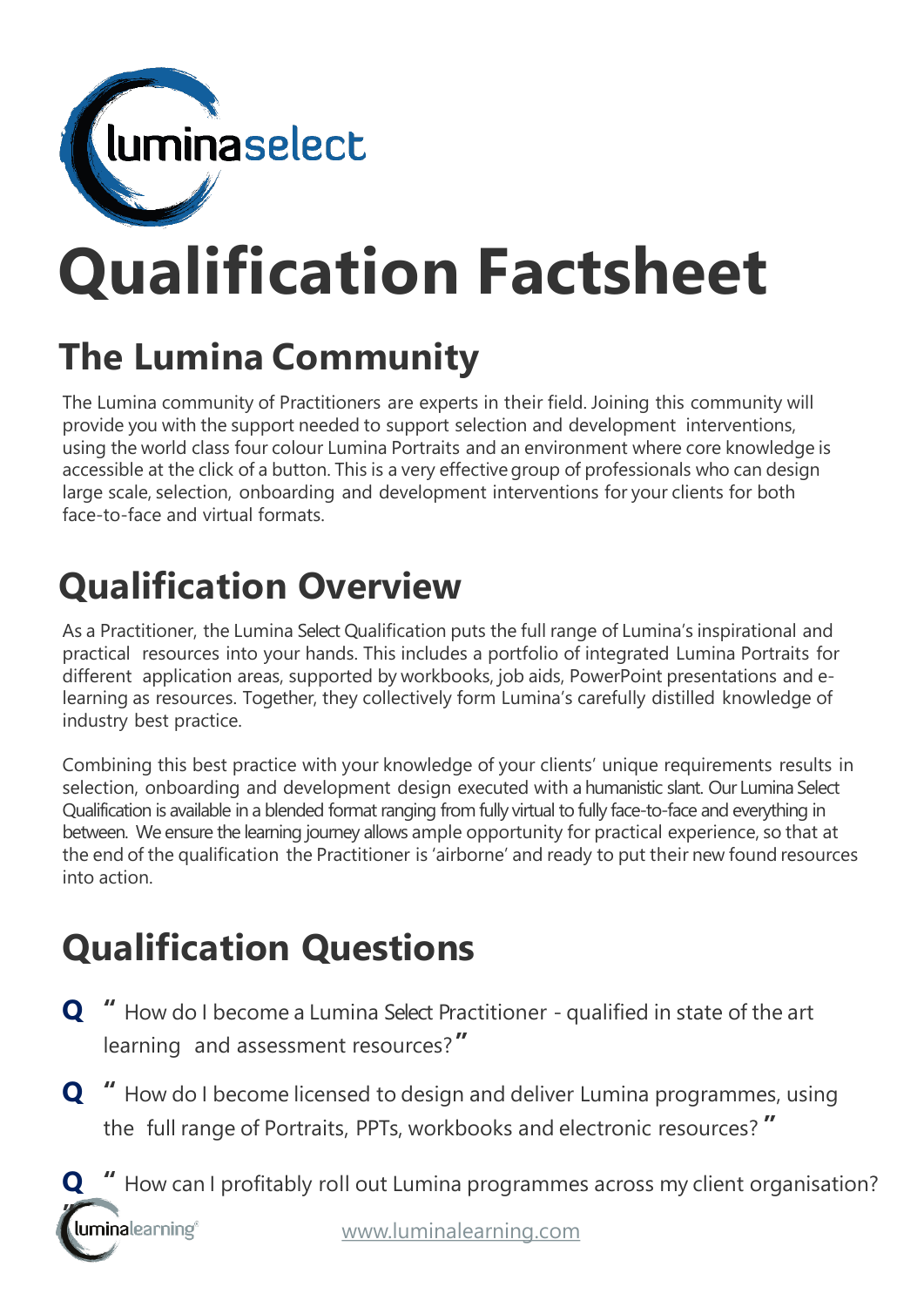# Qualification Factsheet

## The Lumina Community

The Lumina community of Practitioners are experts in their field. Joining this community will provide you with the support needed to support selection and development interventions, using the world class four colour Lumina Portraits and an environment where core knowledge is accessible at the click of a button. This is a very effective group of professionals who can design large scale, selection, onboarding and development interventions for your clients for both face-to-face and virtual formats.

## Qualification Overview

As a Practitioner, the Lumina Select Qualification puts the full range of Lumina's inspirational and practical resources into your hands. This includes a portfolio of integrated Lumina Portraits for different application areas, supported by workbooks, job aids, PowerPoint presentations and e-learning as resources. Together, they collectively form Lumina's carefully distilled knowledge of industry best practice.

Combining this best practice with your knowledge of your clients' unique requirements results in selection, onboarding and development design executed with a humanistic slant. Our Lumina Select Qualification is available in a blended format ranging from fully virtual to fully face-to-face and everything in between. We ensure the learning journey allows ample opportunity for practical experience, so that at the end of the qualification the Practitioner is 'airborne' and ready to put their new found resources into action.

## Qualification Questions

**Q** " How do I become a Lumina Select Practitioner - qualified in state of the art learning and assessment resources? "

**Q** " How do I become licensed to design and deliver Lumina programmes, using the full range of Portraits, PPTs, workbooks and electronic resources? "

**Q** " How can I profitably roll out Lumina programmes across my client organisation? "

www.luminalearning.com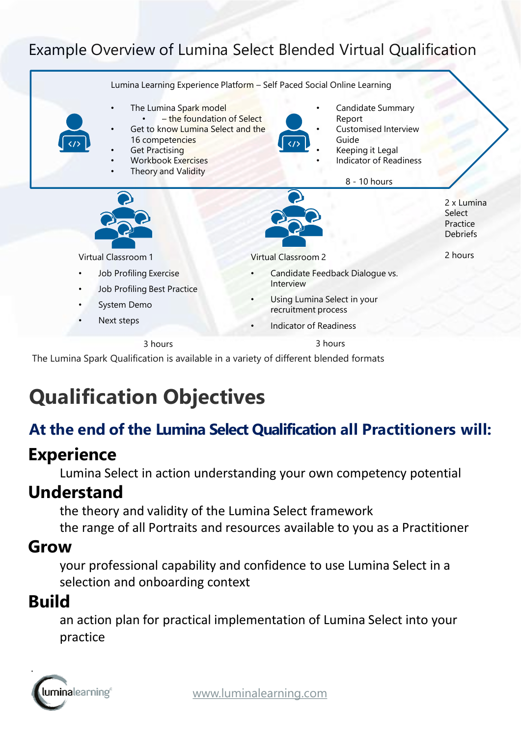# Example Overview of Lumina Select Blended Virtual Qualification

Lumina Learning Experience Platform – Self Paced Social Online Learning

- The Lumina Spark model
  - – the foundation of Select
- Get to know Lumina Select and the 16 competencies
- Get Practising
- Workbook Exercises
- Theory and Validity

- Candidate Summary Report
- Customised Interview Guide
- Keeping it Legal
- Indicator of Readiness

8 - 10 hours

Virtual Classroom 1

- Job Profiling Exercise
- Job Profiling Best Practice
- System Demo
- Next steps

3 hours

Virtual Classroom 2

- Candidate Feedback Dialogue vs. Interview
- Using Lumina Select in your recruitment process
- Indicator of Readiness

3 hours

2 x Lumina Select Practice Debriefs

2 hours

The Lumina Spark Qualification is available in a variety of different blended formats

# Qualification Objectives

## At the end of the Lumina Select Qualification all Practitioners will:

### Experience

Lumina Select in action understanding your own competency potential

### Understand

the theory and validity of the Lumina Select framework

the range of all Portraits and resources available to you as a Practitioner

### Grow

your professional capability and confidence to use Lumina Select in a selection and onboarding context

### Build

an action plan for practical implementation of Lumina Select into your practice

luminalearning

www.luminalearning.com